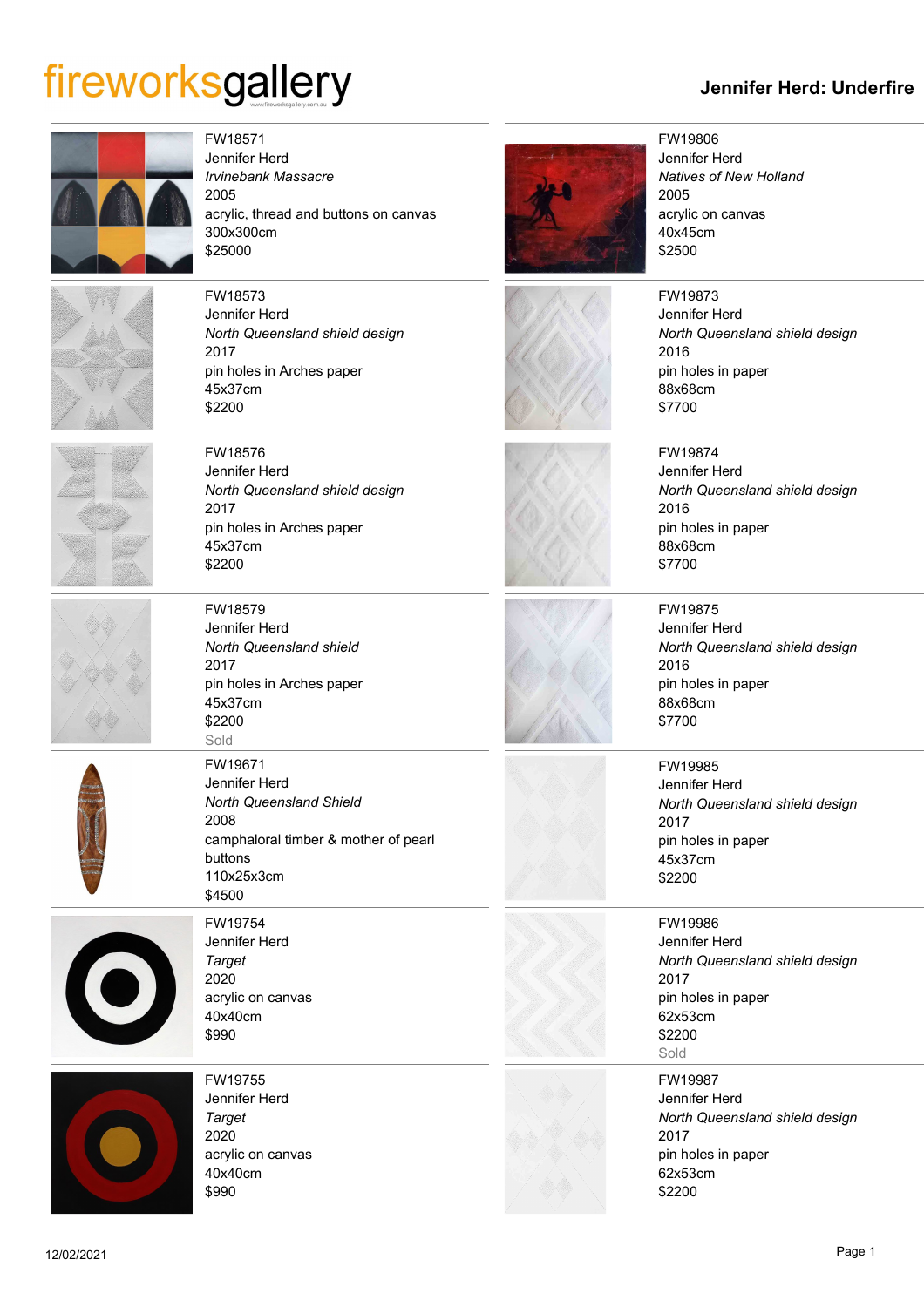# fireworksgallery

## Jennifer Herd: Underfire

FW18571
Jennifer Herd
*Irvinebank Massacre*
2005
acrylic, thread and buttons on canvas
300x300cm
$25000

FW18573
Jennifer Herd
*North Queensland shield design*
2017
pin holes in Arches paper
45x37cm
$2200

FW18576
Jennifer Herd
*North Queensland shield design*
2017
pin holes in Arches paper
45x37cm
$2200

FW18579
Jennifer Herd
*North Queensland shield*
2017
pin holes in Arches paper
45x37cm
$2200
Sold

FW19671
Jennifer Herd
*North Queensland Shield*
2008
camphaloral timber & mother of pearl buttons
110x25x3cm
$4500

FW19754
Jennifer Herd
*Target*
2020
acrylic on canvas
40x40cm
$990

FW19755
Jennifer Herd
*Target*
2020
acrylic on canvas
40x40cm
$990

FW19806
Jennifer Herd
*Natives of New Holland*
2005
acrylic on canvas
40x45cm
$2500

FW19873
Jennifer Herd
*North Queensland shield design*
2016
pin holes in paper
88x68cm
$7700

FW19874
Jennifer Herd
*North Queensland shield design*
2016
pin holes in paper
88x68cm
$7700

FW19875
Jennifer Herd
*North Queensland shield design*
2016
pin holes in paper
88x68cm
$7700

FW19985
Jennifer Herd
*North Queensland shield design*
2017
pin holes in paper
45x37cm
$2200

FW19986
Jennifer Herd
*North Queensland shield design*
2017
pin holes in paper
62x53cm
$2200
Sold

FW19987
Jennifer Herd
*North Queensland shield design*
2017
pin holes in paper
62x53cm
$2200

12/02/2021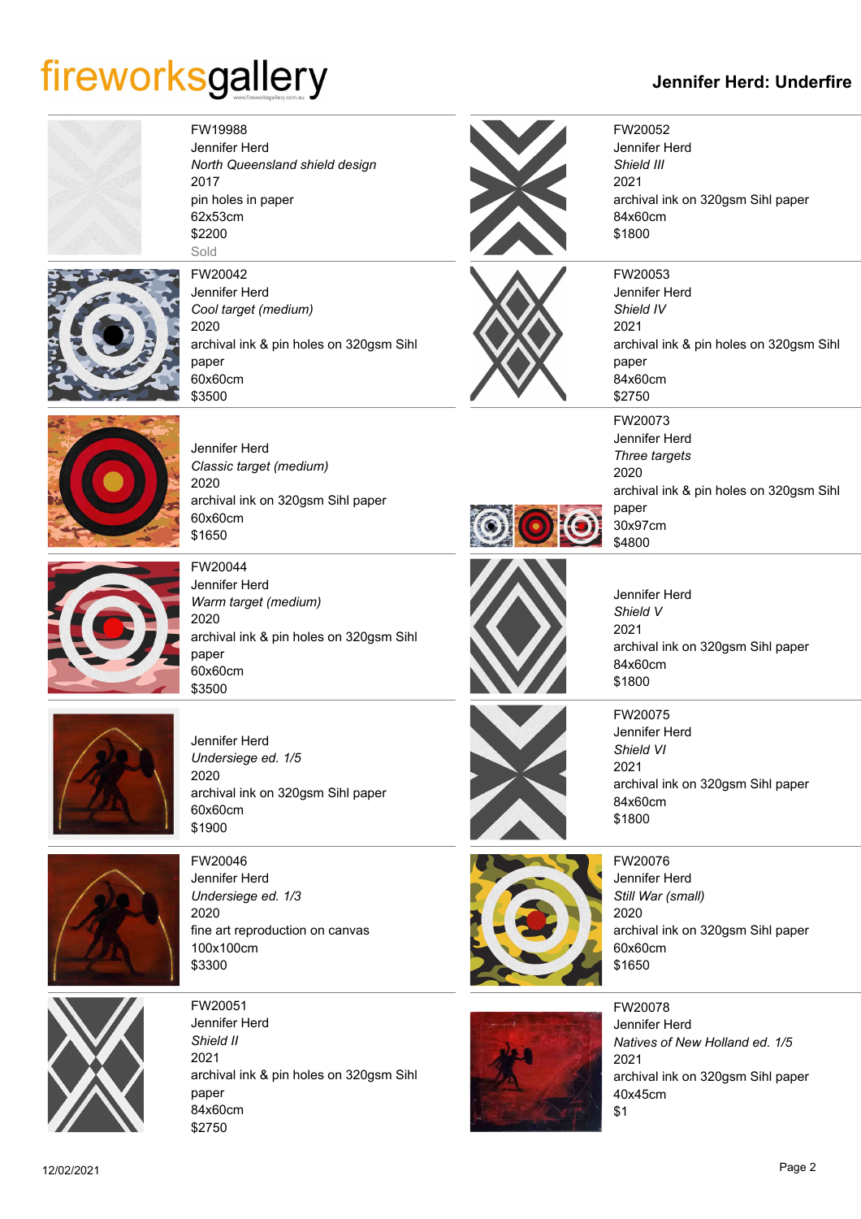# fireworksgallery

## Jennifer Herd: Underfire

FW19988
Jennifer Herd
*North Queensland shield design*
2017
pin holes in paper
62x53cm
$2200
Sold

FW20042
Jennifer Herd
*Cool target (medium)*
2020
archival ink & pin holes on 320gsm Sihl paper
60x60cm
$3500

Jennifer Herd
*Classic target (medium)*
2020
archival ink on 320gsm Sihl paper
60x60cm
$1650

FW20044
Jennifer Herd
*Warm target (medium)*
2020
archival ink & pin holes on 320gsm Sihl paper
60x60cm
$3500

Jennifer Herd
*Undersiege ed. 1/5*
2020
archival ink on 320gsm Sihl paper
60x60cm
$1900

FW20046
Jennifer Herd
*Undersiege ed. 1/3*
2020
fine art reproduction on canvas
100x100cm
$3300

FW20051
Jennifer Herd
*Shield II*
2021
archival ink & pin holes on 320gsm Sihl paper
84x60cm
$2750

FW20052
Jennifer Herd
*Shield III*
2021
archival ink on 320gsm Sihl paper
84x60cm
$1800

FW20053
Jennifer Herd
*Shield IV*
2021
archival ink & pin holes on 320gsm Sihl paper
84x60cm
$2750

FW20073
Jennifer Herd
*Three targets*
2020
archival ink & pin holes on 320gsm Sihl paper
30x97cm
$4800

Jennifer Herd
*Shield V*
2021
archival ink on 320gsm Sihl paper
84x60cm
$1800

FW20075
Jennifer Herd
*Shield VI*
2021
archival ink on 320gsm Sihl paper
84x60cm
$1800

FW20076
Jennifer Herd
*Still War (small)*
2020
archival ink on 320gsm Sihl paper
60x60cm
$1650

FW20078
Jennifer Herd
*Natives of New Holland ed. 1/5*
2021
archival ink on 320gsm Sihl paper
40x45cm
$1

12/02/2021